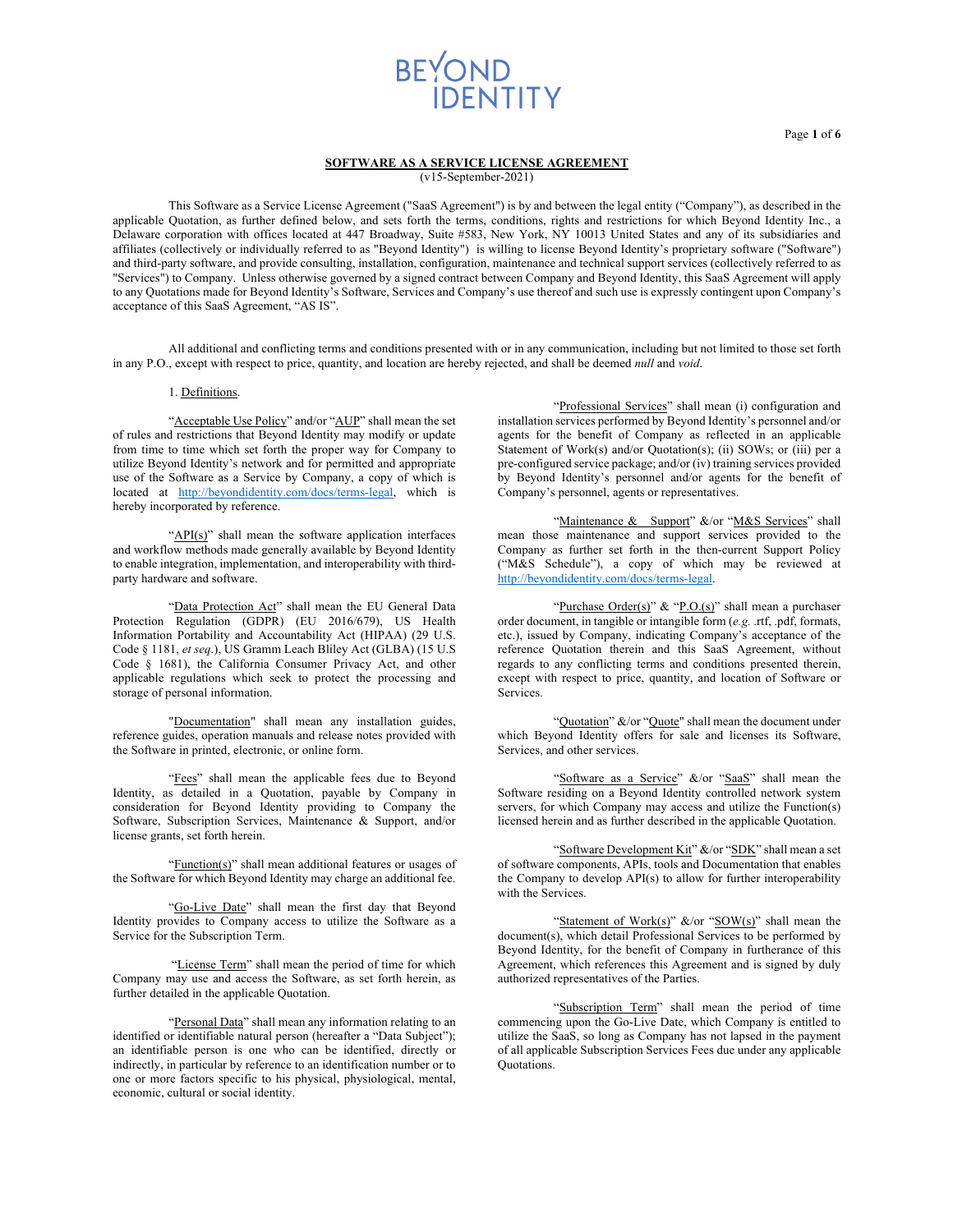BEYOND IDENTITY

**SOFTWARE AS A SERVICE LICENSE AGREEMENT**

(v15-September-2021)

This Software as a Service License Agreement ("SaaS Agreement") is by and between the legal entity ("Company"), as described in the applicable Quotation, as further defined below, and sets forth the terms, conditions, rights and restrictions for which Beyond Identity Inc., a Delaware corporation with offices located at 447 Broadway, Suite #583, New York, NY 10013 United States and any of its subsidiaries and affiliates (collectively or individually referred to as "Beyond Identity") is willing to license Beyond Identity's proprietary software ("Software") and third-party software, and provide consulting, installation, configuration, maintenance and technical support services (collectively referred to as "Services") to Company. Unless otherwise governed by a signed contract between Company and Beyond Identity, this SaaS Agreement will apply to any Quotations made for Beyond Identity's Software, Services and Company's use thereof and such use is expressly contingent upon Company's acceptance of this SaaS Agreement, "AS IS".

All additional and conflicting terms and conditions presented with or in any communication, including but not limited to those set forth in any P.O., except with respect to price, quantity, and location are hereby rejected, and shall be deemed *null* and *void*.

1. Definitions.

"Acceptable Use Policy" and/or "AUP" shall mean the set of rules and restrictions that Beyond Identity may modify or update from time to time which set forth the proper way for Company to utilize Beyond Identity's network and for permitted and appropriate use of the Software as a Service by Company, a copy of which is located at http://beyondidentity.com/docs/terms-legal, which is hereby incorporated by reference.

"API(s)" shall mean the software application interfaces and workflow methods made generally available by Beyond Identity to enable integration, implementation, and interoperability with third-party hardware and software.

"Data Protection Act" shall mean the EU General Data Protection Regulation (GDPR) (EU 2016/679), US Health Information Portability and Accountability Act (HIPAA) (29 U.S. Code § 1181, *et seq*.), US Gramm Leach Bliley Act (GLBA) (15 U.S Code § 1681), the California Consumer Privacy Act, and other applicable regulations which seek to protect the processing and storage of personal information.

"Documentation" shall mean any installation guides, reference guides, operation manuals and release notes provided with the Software in printed, electronic, or online form.

"Fees" shall mean the applicable fees due to Beyond Identity, as detailed in a Quotation, payable by Company in consideration for Beyond Identity providing to Company the Software, Subscription Services, Maintenance & Support, and/or license grants, set forth herein.

"Function(s)" shall mean additional features or usages of the Software for which Beyond Identity may charge an additional fee.

"Go-Live Date" shall mean the first day that Beyond Identity provides to Company access to utilize the Software as a Service for the Subscription Term.

"License Term" shall mean the period of time for which Company may use and access the Software, as set forth herein, as further detailed in the applicable Quotation.

"Personal Data" shall mean any information relating to an identified or identifiable natural person (hereafter a "Data Subject"); an identifiable person is one who can be identified, directly or indirectly, in particular by reference to an identification number or to one or more factors specific to his physical, physiological, mental, economic, cultural or social identity.

"Professional Services" shall mean (i) configuration and installation services performed by Beyond Identity's personnel and/or agents for the benefit of Company as reflected in an applicable Statement of Work(s) and/or Quotation(s); (ii) SOWs; or (iii) per a pre-configured service package; and/or (iv) training services provided by Beyond Identity's personnel and/or agents for the benefit of Company's personnel, agents or representatives.

"Maintenance & Support" &/or "M&S Services" shall mean those maintenance and support services provided to the Company as further set forth in the then-current Support Policy ("M&S Schedule"), a copy of which may be reviewed at http://beyondidentity.com/docs/terms-legal.

"Purchase Order(s)" & "P.O.(s)" shall mean a purchaser order document, in tangible or intangible form (*e.g.* .rtf, .pdf, formats, etc.), issued by Company, indicating Company's acceptance of the reference Quotation therein and this SaaS Agreement, without regards to any conflicting terms and conditions presented therein, except with respect to price, quantity, and location of Software or Services.

"Quotation" &/or "Quote" shall mean the document under which Beyond Identity offers for sale and licenses its Software, Services, and other services.

"Software as a Service" &/or "SaaS" shall mean the Software residing on a Beyond Identity controlled network system servers, for which Company may access and utilize the Function(s) licensed herein and as further described in the applicable Quotation.

"Software Development Kit" &/or "SDK" shall mean a set of software components, APIs, tools and Documentation that enables the Company to develop API(s) to allow for further interoperability with the Services.

"Statement of Work(s)" &/or "SOW(s)" shall mean the document(s), which detail Professional Services to be performed by Beyond Identity, for the benefit of Company in furtherance of this Agreement, which references this Agreement and is signed by duly authorized representatives of the Parties.

"Subscription Term" shall mean the period of time commencing upon the Go-Live Date, which Company is entitled to utilize the SaaS, so long as Company has not lapsed in the payment of all applicable Subscription Services Fees due under any applicable Quotations.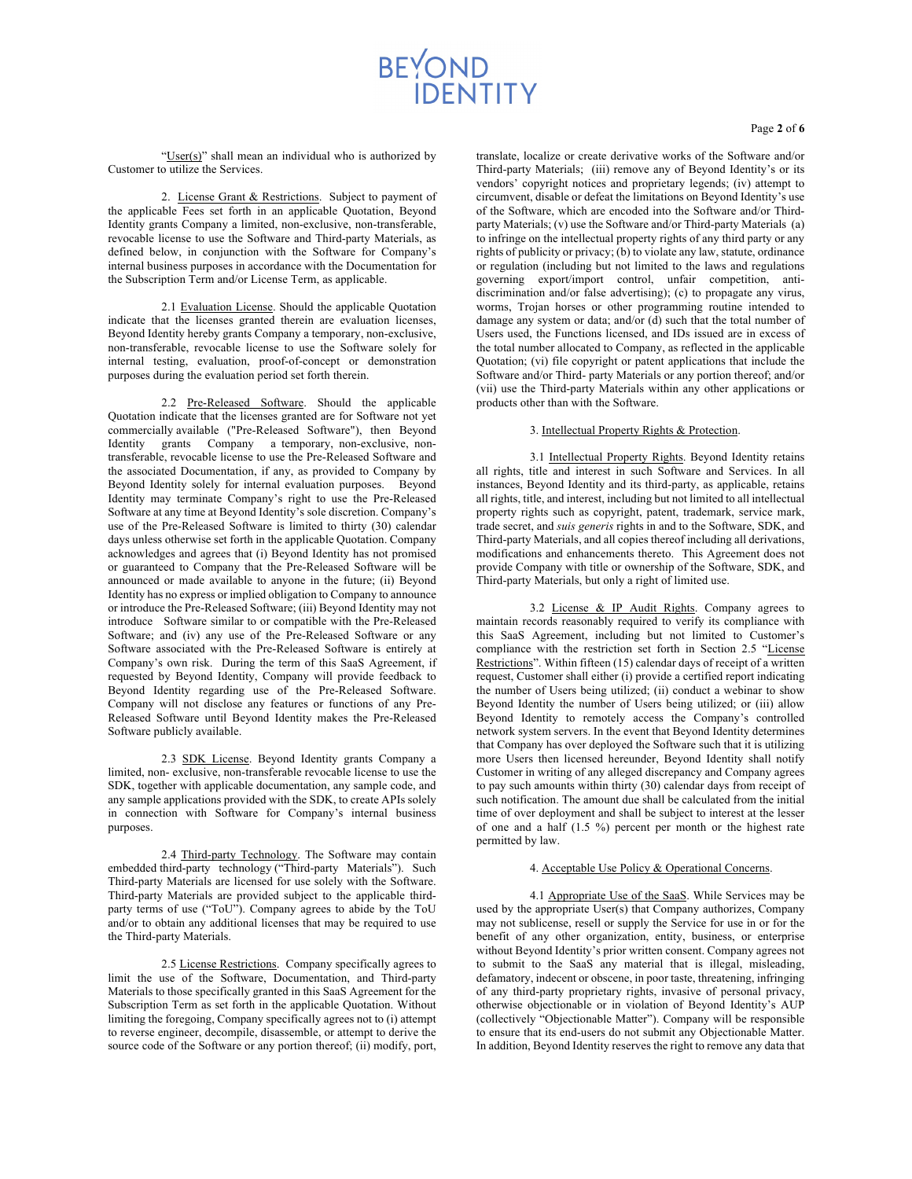"User(s)" shall mean an individual who is authorized by Customer to utilize the Services.

2. License Grant & Restrictions. Subject to payment of the applicable Fees set forth in an applicable Quotation, Beyond Identity grants Company a limited, non-exclusive, non-transferable, revocable license to use the Software and Third-party Materials, as defined below, in conjunction with the Software for Company's internal business purposes in accordance with the Documentation for the Subscription Term and/or License Term, as applicable.

2.1 Evaluation License. Should the applicable Quotation indicate that the licenses granted therein are evaluation licenses, Beyond Identity hereby grants Company a temporary, non-exclusive, non-transferable, revocable license to use the Software solely for internal testing, evaluation, proof-of-concept or demonstration purposes during the evaluation period set forth therein.

2.2 Pre-Released Software. Should the applicable Quotation indicate that the licenses granted are for Software not yet commercially available ("Pre-Released Software"), then Beyond Identity grants Company a temporary, non-exclusive, non-transferable, revocable license to use the Pre-Released Software and the associated Documentation, if any, as provided to Company by Beyond Identity solely for internal evaluation purposes. Beyond Identity may terminate Company's right to use the Pre-Released Software at any time at Beyond Identity's sole discretion. Company's use of the Pre-Released Software is limited to thirty (30) calendar days unless otherwise set forth in the applicable Quotation. Company acknowledges and agrees that (i) Beyond Identity has not promised or guaranteed to Company that the Pre-Released Software will be announced or made available to anyone in the future; (ii) Beyond Identity has no express or implied obligation to Company to announce or introduce the Pre-Released Software; (iii) Beyond Identity may not introduce Software similar to or compatible with the Pre-Released Software; and (iv) any use of the Pre-Released Software or any Software associated with the Pre-Released Software is entirely at Company's own risk. During the term of this SaaS Agreement, if requested by Beyond Identity, Company will provide feedback to Beyond Identity regarding use of the Pre-Released Software. Company will not disclose any features or functions of any Pre-Released Software until Beyond Identity makes the Pre-Released Software publicly available.

2.3 SDK License. Beyond Identity grants Company a limited, non- exclusive, non-transferable revocable license to use the SDK, together with applicable documentation, any sample code, and any sample applications provided with the SDK, to create APIs solely in connection with Software for Company's internal business purposes.

2.4 Third-party Technology. The Software may contain embedded third-party technology ("Third-party Materials"). Such Third-party Materials are licensed for use solely with the Software. Third-party Materials are provided subject to the applicable third-party terms of use ("ToU"). Company agrees to abide by the ToU and/or to obtain any additional licenses that may be required to use the Third-party Materials.

2.5 License Restrictions. Company specifically agrees to limit the use of the Software, Documentation, and Third-party Materials to those specifically granted in this SaaS Agreement for the Subscription Term as set forth in the applicable Quotation. Without limiting the foregoing, Company specifically agrees not to (i) attempt to reverse engineer, decompile, disassemble, or attempt to derive the source code of the Software or any portion thereof; (ii) modify, port, translate, localize or create derivative works of the Software and/or Third-party Materials; (iii) remove any of Beyond Identity's or its vendors' copyright notices and proprietary legends; (iv) attempt to circumvent, disable or defeat the limitations on Beyond Identity's use of the Software, which are encoded into the Software and/or Third-party Materials; (v) use the Software and/or Third-party Materials (a) to infringe on the intellectual property rights of any third party or any rights of publicity or privacy; (b) to violate any law, statute, ordinance or regulation (including but not limited to the laws and regulations governing export/import control, unfair competition, anti-discrimination and/or false advertising); (c) to propagate any virus, worms, Trojan horses or other programming routine intended to damage any system or data; and/or (d) such that the total number of Users used, the Functions licensed, and IDs issued are in excess of the total number allocated to Company, as reflected in the applicable Quotation; (vi) file copyright or patent applications that include the Software and/or Third- party Materials or any portion thereof; and/or (vii) use the Third-party Materials within any other applications or products other than with the Software.

3. Intellectual Property Rights & Protection.

3.1 Intellectual Property Rights. Beyond Identity retains all rights, title and interest in such Software and Services. In all instances, Beyond Identity and its third-party, as applicable, retains all rights, title, and interest, including but not limited to all intellectual property rights such as copyright, patent, trademark, service mark, trade secret, and *suis generis* rights in and to the Software, SDK, and Third-party Materials, and all copies thereof including all derivations, modifications and enhancements thereto. This Agreement does not provide Company with title or ownership of the Software, SDK, and Third-party Materials, but only a right of limited use.

3.2 License & IP Audit Rights. Company agrees to maintain records reasonably required to verify its compliance with this SaaS Agreement, including but not limited to Customer's compliance with the restriction set forth in Section 2.5 "License Restrictions". Within fifteen (15) calendar days of receipt of a written request, Customer shall either (i) provide a certified report indicating the number of Users being utilized; (ii) conduct a webinar to show Beyond Identity the number of Users being utilized; or (iii) allow Beyond Identity to remotely access the Company's controlled network system servers. In the event that Beyond Identity determines that Company has over deployed the Software such that it is utilizing more Users then licensed hereunder, Beyond Identity shall notify Customer in writing of any alleged discrepancy and Company agrees to pay such amounts within thirty (30) calendar days from receipt of such notification. The amount due shall be calculated from the initial time of over deployment and shall be subject to interest at the lesser of one and a half (1.5 %) percent per month or the highest rate permitted by law.

4. Acceptable Use Policy & Operational Concerns.

4.1 Appropriate Use of the SaaS. While Services may be used by the appropriate User(s) that Company authorizes, Company may not sublicense, resell or supply the Service for use in or for the benefit of any other organization, entity, business, or enterprise without Beyond Identity's prior written consent. Company agrees not to submit to the SaaS any material that is illegal, misleading, defamatory, indecent or obscene, in poor taste, threatening, infringing of any third-party proprietary rights, invasive of personal privacy, otherwise objectionable or in violation of Beyond Identity's AUP (collectively "Objectionable Matter"). Company will be responsible to ensure that its end-users do not submit any Objectionable Matter. In addition, Beyond Identity reserves the right to remove any data that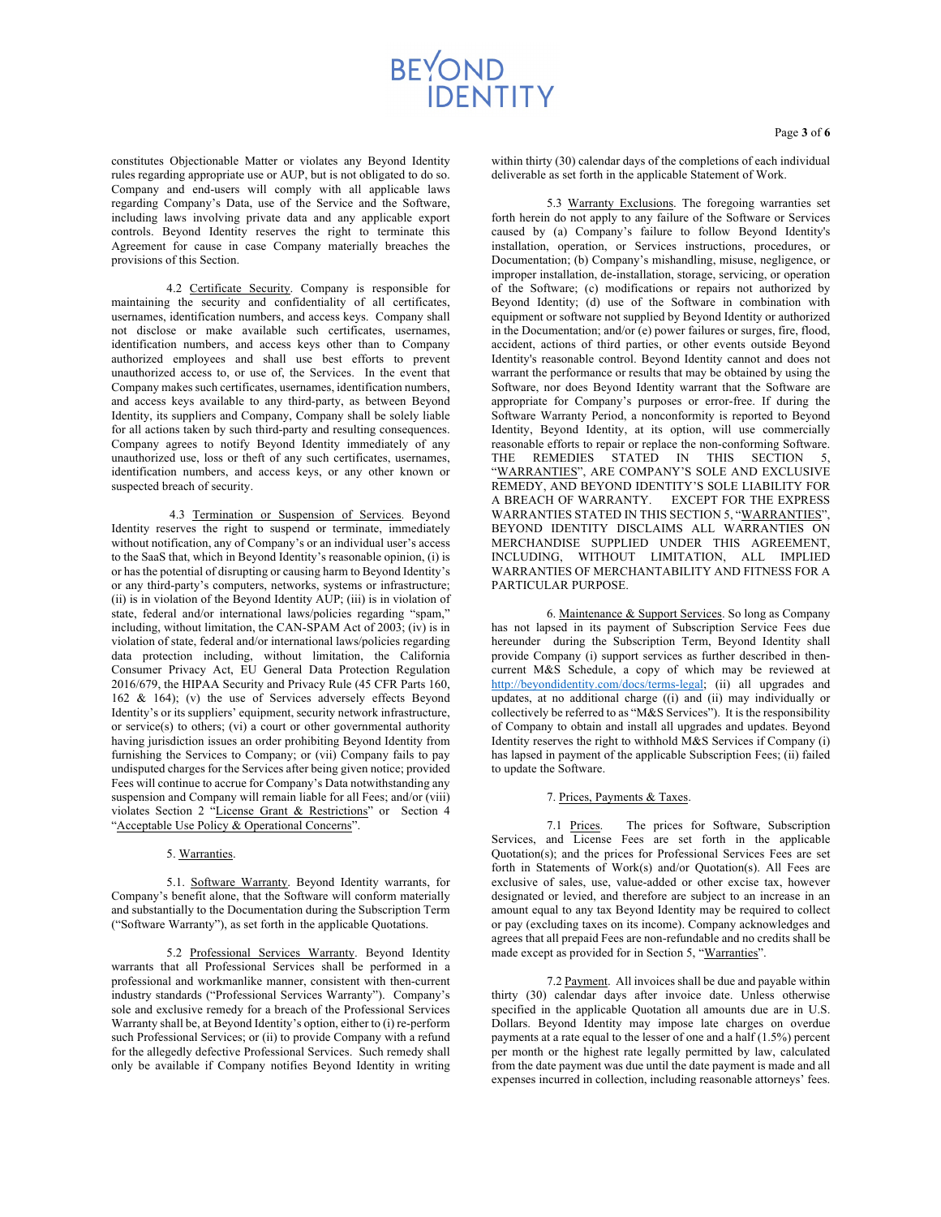constitutes Objectionable Matter or violates any Beyond Identity rules regarding appropriate use or AUP, but is not obligated to do so. Company and end-users will comply with all applicable laws regarding Company's Data, use of the Service and the Software, including laws involving private data and any applicable export controls. Beyond Identity reserves the right to terminate this Agreement for cause in case Company materially breaches the provisions of this Section.

4.2 Certificate Security. Company is responsible for maintaining the security and confidentiality of all certificates, usernames, identification numbers, and access keys. Company shall not disclose or make available such certificates, usernames, identification numbers, and access keys other than to Company authorized employees and shall use best efforts to prevent unauthorized access to, or use of, the Services. In the event that Company makes such certificates, usernames, identification numbers, and access keys available to any third-party, as between Beyond Identity, its suppliers and Company, Company shall be solely liable for all actions taken by such third-party and resulting consequences. Company agrees to notify Beyond Identity immediately of any unauthorized use, loss or theft of any such certificates, usernames, identification numbers, and access keys, or any other known or suspected breach of security.

4.3 Termination or Suspension of Services. Beyond Identity reserves the right to suspend or terminate, immediately without notification, any of Company's or an individual user's access to the SaaS that, which in Beyond Identity's reasonable opinion, (i) is or has the potential of disrupting or causing harm to Beyond Identity's or any third-party's computers, networks, systems or infrastructure; (ii) is in violation of the Beyond Identity AUP; (iii) is in violation of state, federal and/or international laws/policies regarding "spam," including, without limitation, the CAN-SPAM Act of 2003; (iv) is in violation of state, federal and/or international laws/policies regarding data protection including, without limitation, the California Consumer Privacy Act, EU General Data Protection Regulation 2016/679, the HIPAA Security and Privacy Rule (45 CFR Parts 160, 162 & 164); (v) the use of Services adversely effects Beyond Identity's or its suppliers' equipment, security network infrastructure, or service(s) to others; (vi) a court or other governmental authority having jurisdiction issues an order prohibiting Beyond Identity from furnishing the Services to Company; or (vii) Company fails to pay undisputed charges for the Services after being given notice; provided Fees will continue to accrue for Company's Data notwithstanding any suspension and Company will remain liable for all Fees; and/or (viii) violates Section 2 "License Grant & Restrictions" or Section 4 "Acceptable Use Policy & Operational Concerns".

5. Warranties.

5.1. Software Warranty. Beyond Identity warrants, for Company's benefit alone, that the Software will conform materially and substantially to the Documentation during the Subscription Term ("Software Warranty"), as set forth in the applicable Quotations.

5.2 Professional Services Warranty. Beyond Identity warrants that all Professional Services shall be performed in a professional and workmanlike manner, consistent with then-current industry standards ("Professional Services Warranty"). Company's sole and exclusive remedy for a breach of the Professional Services Warranty shall be, at Beyond Identity's option, either to (i) re-perform such Professional Services; or (ii) to provide Company with a refund for the allegedly defective Professional Services. Such remedy shall only be available if Company notifies Beyond Identity in writing within thirty (30) calendar days of the completions of each individual deliverable as set forth in the applicable Statement of Work.

5.3 Warranty Exclusions. The foregoing warranties set forth herein do not apply to any failure of the Software or Services caused by (a) Company's failure to follow Beyond Identity's installation, operation, or Services instructions, procedures, or Documentation; (b) Company's mishandling, misuse, negligence, or improper installation, de-installation, storage, servicing, or operation of the Software; (c) modifications or repairs not authorized by Beyond Identity; (d) use of the Software in combination with equipment or software not supplied by Beyond Identity or authorized in the Documentation; and/or (e) power failures or surges, fire, flood, accident, actions of third parties, or other events outside Beyond Identity's reasonable control. Beyond Identity cannot and does not warrant the performance or results that may be obtained by using the Software, nor does Beyond Identity warrant that the Software are appropriate for Company's purposes or error-free. If during the Software Warranty Period, a nonconformity is reported to Beyond Identity, Beyond Identity, at its option, will use commercially reasonable efforts to repair or replace the non-conforming Software. THE REMEDIES STATED IN THIS SECTION 5, "WARRANTIES", ARE COMPANY'S SOLE AND EXCLUSIVE REMEDY, AND BEYOND IDENTITY'S SOLE LIABILITY FOR A BREACH OF WARRANTY. EXCEPT FOR THE EXPRESS WARRANTIES STATED IN THIS SECTION 5, "WARRANTIES", BEYOND IDENTITY DISCLAIMS ALL WARRANTIES ON MERCHANDISE SUPPLIED UNDER THIS AGREEMENT, INCLUDING, WITHOUT LIMITATION, ALL IMPLIED WARRANTIES OF MERCHANTABILITY AND FITNESS FOR A PARTICULAR PURPOSE.

6. Maintenance & Support Services. So long as Company has not lapsed in its payment of Subscription Service Fees due hereunder during the Subscription Term, Beyond Identity shall provide Company (i) support services as further described in then-current M&S Schedule, a copy of which may be reviewed at http://beyondidentity.com/docs/terms-legal; (ii) all upgrades and updates, at no additional charge ((i) and (ii) may individually or collectively be referred to as "M&S Services"). It is the responsibility of Company to obtain and install all upgrades and updates. Beyond Identity reserves the right to withhold M&S Services if Company (i) has lapsed in payment of the applicable Subscription Fees; (ii) failed to update the Software.

7. Prices, Payments & Taxes.

7.1 Prices. The prices for Software, Subscription Services, and License Fees are set forth in the applicable Quotation(s); and the prices for Professional Services Fees are set forth in Statements of Work(s) and/or Quotation(s). All Fees are exclusive of sales, use, value-added or other excise tax, however designated or levied, and therefore are subject to an increase in an amount equal to any tax Beyond Identity may be required to collect or pay (excluding taxes on its income). Company acknowledges and agrees that all prepaid Fees are non-refundable and no credits shall be made except as provided for in Section 5, "Warranties".

7.2 Payment. All invoices shall be due and payable within thirty (30) calendar days after invoice date. Unless otherwise specified in the applicable Quotation all amounts due are in U.S. Dollars. Beyond Identity may impose late charges on overdue payments at a rate equal to the lesser of one and a half (1.5%) percent per month or the highest rate legally permitted by law, calculated from the date payment was due until the date payment is made and all expenses incurred in collection, including reasonable attorneys' fees.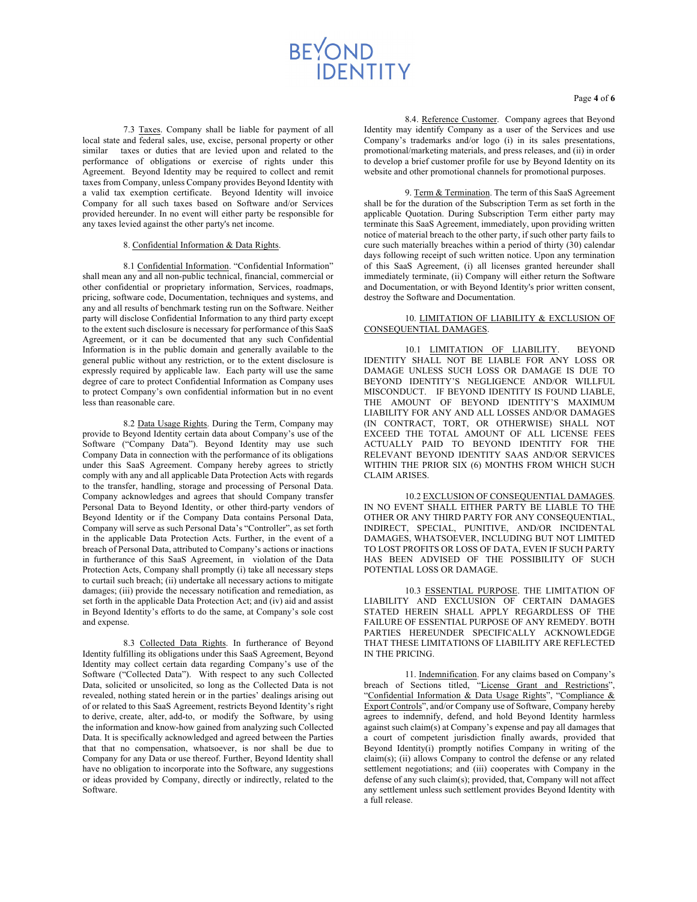7.3 Taxes. Company shall be liable for payment of all local state and federal sales, use, excise, personal property or other similar taxes or duties that are levied upon and related to the performance of obligations or exercise of rights under this Agreement. Beyond Identity may be required to collect and remit taxes from Company, unless Company provides Beyond Identity with a valid tax exemption certificate. Beyond Identity will invoice Company for all such taxes based on Software and/or Services provided hereunder. In no event will either party be responsible for any taxes levied against the other party's net income.

8. Confidential Information & Data Rights.

8.1 Confidential Information. "Confidential Information" shall mean any and all non-public technical, financial, commercial or other confidential or proprietary information, Services, roadmaps, pricing, software code, Documentation, techniques and systems, and any and all results of benchmark testing run on the Software. Neither party will disclose Confidential Information to any third party except to the extent such disclosure is necessary for performance of this SaaS Agreement, or it can be documented that any such Confidential Information is in the public domain and generally available to the general public without any restriction, or to the extent disclosure is expressly required by applicable law. Each party will use the same degree of care to protect Confidential Information as Company uses to protect Company's own confidential information but in no event less than reasonable care.

8.2 Data Usage Rights. During the Term, Company may provide to Beyond Identity certain data about Company's use of the Software ("Company Data"). Beyond Identity may use such Company Data in connection with the performance of its obligations under this SaaS Agreement. Company hereby agrees to strictly comply with any and all applicable Data Protection Acts with regards to the transfer, handling, storage and processing of Personal Data. Company acknowledges and agrees that should Company transfer Personal Data to Beyond Identity, or other third-party vendors of Beyond Identity or if the Company Data contains Personal Data, Company will serve as such Personal Data's "Controller", as set forth in the applicable Data Protection Acts. Further, in the event of a breach of Personal Data, attributed to Company's actions or inactions in furtherance of this SaaS Agreement, in violation of the Data Protection Acts, Company shall promptly (i) take all necessary steps to curtail such breach; (ii) undertake all necessary actions to mitigate damages; (iii) provide the necessary notification and remediation, as set forth in the applicable Data Protection Act; and (iv) aid and assist in Beyond Identity's efforts to do the same, at Company's sole cost and expense.

8.3 Collected Data Rights. In furtherance of Beyond Identity fulfilling its obligations under this SaaS Agreement, Beyond Identity may collect certain data regarding Company's use of the Software ("Collected Data"). With respect to any such Collected Data, solicited or unsolicited, so long as the Collected Data is not revealed, nothing stated herein or in the parties' dealings arising out of or related to this SaaS Agreement, restricts Beyond Identity's right to derive, create, alter, add-to, or modify the Software, by using the information and know-how gained from analyzing such Collected Data. It is specifically acknowledged and agreed between the Parties that that no compensation, whatsoever, is nor shall be due to Company for any Data or use thereof. Further, Beyond Identity shall have no obligation to incorporate into the Software, any suggestions or ideas provided by Company, directly or indirectly, related to the Software.

8.4. Reference Customer. Company agrees that Beyond Identity may identify Company as a user of the Services and use Company's trademarks and/or logo (i) in its sales presentations, promotional/marketing materials, and press releases, and (ii) in order to develop a brief customer profile for use by Beyond Identity on its website and other promotional channels for promotional purposes.

9. Term & Termination. The term of this SaaS Agreement shall be for the duration of the Subscription Term as set forth in the applicable Quotation. During Subscription Term either party may terminate this SaaS Agreement, immediately, upon providing written notice of material breach to the other party, if such other party fails to cure such materially breaches within a period of thirty (30) calendar days following receipt of such written notice. Upon any termination of this SaaS Agreement, (i) all licenses granted hereunder shall immediately terminate, (ii) Company will either return the Software and Documentation, or with Beyond Identity's prior written consent, destroy the Software and Documentation.

10. LIMITATION OF LIABILITY & EXCLUSION OF CONSEQUENTIAL DAMAGES.

10.1 LIMITATION OF LIABILITY. BEYOND IDENTITY SHALL NOT BE LIABLE FOR ANY LOSS OR DAMAGE UNLESS SUCH LOSS OR DAMAGE IS DUE TO BEYOND IDENTITY'S NEGLIGENCE AND/OR WILLFUL MISCONDUCT. IF BEYOND IDENTITY IS FOUND LIABLE, THE AMOUNT OF BEYOND IDENTITY'S MAXIMUM LIABILITY FOR ANY AND ALL LOSSES AND/OR DAMAGES (IN CONTRACT, TORT, OR OTHERWISE) SHALL NOT EXCEED THE TOTAL AMOUNT OF ALL LICENSE FEES ACTUALLY PAID TO BEYOND IDENTITY FOR THE RELEVANT BEYOND IDENTITY SAAS AND/OR SERVICES WITHIN THE PRIOR SIX (6) MONTHS FROM WHICH SUCH CLAIM ARISES.

10.2 EXCLUSION OF CONSEQUENTIAL DAMAGES. IN NO EVENT SHALL EITHER PARTY BE LIABLE TO THE OTHER OR ANY THIRD PARTY FOR ANY CONSEQUENTIAL, INDIRECT, SPECIAL, PUNITIVE, AND/OR INCIDENTAL DAMAGES, WHATSOEVER, INCLUDING BUT NOT LIMITED TO LOST PROFITS OR LOSS OF DATA, EVEN IF SUCH PARTY HAS BEEN ADVISED OF THE POSSIBILITY OF SUCH POTENTIAL LOSS OR DAMAGE.

10.3 ESSENTIAL PURPOSE. THE LIMITATION OF LIABILITY AND EXCLUSION OF CERTAIN DAMAGES STATED HEREIN SHALL APPLY REGARDLESS OF THE FAILURE OF ESSENTIAL PURPOSE OF ANY REMEDY. BOTH PARTIES HEREUNDER SPECIFICALLY ACKNOWLEDGE THAT THESE LIMITATIONS OF LIABILITY ARE REFLECTED IN THE PRICING.

11. Indemnification. For any claims based on Company's breach of Sections titled, "License Grant and Restrictions", "Confidential Information & Data Usage Rights", "Compliance & Export Controls", and/or Company use of Software, Company hereby agrees to indemnify, defend, and hold Beyond Identity harmless against such claim(s) at Company's expense and pay all damages that a court of competent jurisdiction finally awards, provided that Beyond Identity(i) promptly notifies Company in writing of the claim(s); (ii) allows Company to control the defense or any related settlement negotiations; and (iii) cooperates with Company in the defense of any such claim(s); provided, that, Company will not affect any settlement unless such settlement provides Beyond Identity with a full release.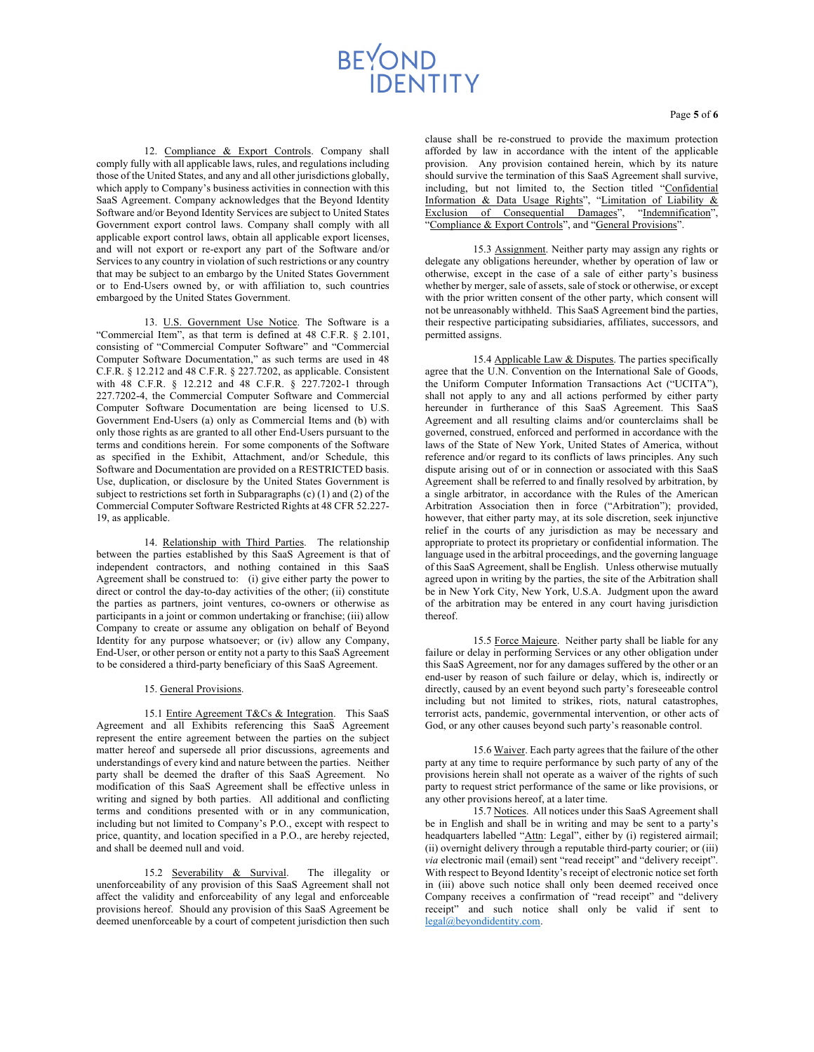12. Compliance & Export Controls. Company shall comply fully with all applicable laws, rules, and regulations including those of the United States, and any and all other jurisdictions globally, which apply to Company's business activities in connection with this SaaS Agreement. Company acknowledges that the Beyond Identity Software and/or Beyond Identity Services are subject to United States Government export control laws. Company shall comply with all applicable export control laws, obtain all applicable export licenses, and will not export or re-export any part of the Software and/or Services to any country in violation of such restrictions or any country that may be subject to an embargo by the United States Government or to End-Users owned by, or with affiliation to, such countries embargoed by the United States Government.

13. U.S. Government Use Notice. The Software is a "Commercial Item", as that term is defined at 48 C.F.R. § 2.101, consisting of "Commercial Computer Software" and "Commercial Computer Software Documentation," as such terms are used in 48 C.F.R. § 12.212 and 48 C.F.R. § 227.7202, as applicable. Consistent with 48 C.F.R. § 12.212 and 48 C.F.R. § 227.7202-1 through 227.7202-4, the Commercial Computer Software and Commercial Computer Software Documentation are being licensed to U.S. Government End-Users (a) only as Commercial Items and (b) with only those rights as are granted to all other End-Users pursuant to the terms and conditions herein. For some components of the Software as specified in the Exhibit, Attachment, and/or Schedule, this Software and Documentation are provided on a RESTRICTED basis. Use, duplication, or disclosure by the United States Government is subject to restrictions set forth in Subparagraphs (c) (1) and (2) of the Commercial Computer Software Restricted Rights at 48 CFR 52.227-19, as applicable.

14. Relationship with Third Parties. The relationship between the parties established by this SaaS Agreement is that of independent contractors, and nothing contained in this SaaS Agreement shall be construed to: (i) give either party the power to direct or control the day-to-day activities of the other; (ii) constitute the parties as partners, joint ventures, co-owners or otherwise as participants in a joint or common undertaking or franchise; (iii) allow Company to create or assume any obligation on behalf of Beyond Identity for any purpose whatsoever; or (iv) allow any Company, End-User, or other person or entity not a party to this SaaS Agreement to be considered a third-party beneficiary of this SaaS Agreement.

15. General Provisions.

15.1 Entire Agreement T&Cs & Integration. This SaaS Agreement and all Exhibits referencing this SaaS Agreement represent the entire agreement between the parties on the subject matter hereof and supersede all prior discussions, agreements and understandings of every kind and nature between the parties. Neither party shall be deemed the drafter of this SaaS Agreement. No modification of this SaaS Agreement shall be effective unless in writing and signed by both parties. All additional and conflicting terms and conditions presented with or in any communication, including but not limited to Company's P.O., except with respect to price, quantity, and location specified in a P.O., are hereby rejected, and shall be deemed null and void.

15.2 Severability & Survival. The illegality or unenforceability of any provision of this SaaS Agreement shall not affect the validity and enforceability of any legal and enforceable provisions hereof. Should any provision of this SaaS Agreement be deemed unenforceable by a court of competent jurisdiction then such clause shall be re-construed to provide the maximum protection afforded by law in accordance with the intent of the applicable provision. Any provision contained herein, which by its nature should survive the termination of this SaaS Agreement shall survive, including, but not limited to, the Section titled "Confidential Information & Data Usage Rights", "Limitation of Liability & Exclusion of Consequential Damages", "Indemnification", "Compliance & Export Controls", and "General Provisions".

15.3 Assignment. Neither party may assign any rights or delegate any obligations hereunder, whether by operation of law or otherwise, except in the case of a sale of either party's business whether by merger, sale of assets, sale of stock or otherwise, or except with the prior written consent of the other party, which consent will not be unreasonably withheld. This SaaS Agreement bind the parties, their respective participating subsidiaries, affiliates, successors, and permitted assigns.

15.4 Applicable Law & Disputes. The parties specifically agree that the U.N. Convention on the International Sale of Goods, the Uniform Computer Information Transactions Act ("UCITA"), shall not apply to any and all actions performed by either party hereunder in furtherance of this SaaS Agreement. This SaaS Agreement and all resulting claims and/or counterclaims shall be governed, construed, enforced and performed in accordance with the laws of the State of New York, United States of America, without reference and/or regard to its conflicts of laws principles. Any such dispute arising out of or in connection with or associated with this SaaS Agreement shall be referred to and finally resolved by arbitration, by a single arbitrator, in accordance with the Rules of the American Arbitration Association then in force ("Arbitration"); provided, however, that either party may, at its sole discretion, seek injunctive relief in the courts of any jurisdiction as may be necessary and appropriate to protect its proprietary or confidential information. The language used in the arbitral proceedings, and the governing language of this SaaS Agreement, shall be English. Unless otherwise mutually agreed upon in writing by the parties, the site of the Arbitration shall be in New York City, New York, U.S.A. Judgment upon the award of the arbitration may be entered in any court having jurisdiction thereof.

15.5 Force Majeure. Neither party shall be liable for any failure or delay in performing Services or any other obligation under this SaaS Agreement, nor for any damages suffered by the other or an end-user by reason of such failure or delay, which is, indirectly or directly, caused by an event beyond such party's foreseeable control including but not limited to strikes, riots, natural catastrophes, terrorist acts, pandemic, governmental intervention, or other acts of God, or any other causes beyond such party's reasonable control.

15.6 Waiver. Each party agrees that the failure of the other party at any time to require performance by such party of any of the provisions herein shall not operate as a waiver of the rights of such party to request strict performance of the same or like provisions, or any other provisions hereof, at a later time.

15.7 Notices. All notices under this SaaS Agreement shall be in English and shall be in writing and may be sent to a party's headquarters labelled "Attn: Legal", either by (i) registered airmail; (ii) overnight delivery through a reputable third-party courier; or (iii) *via* electronic mail (email) sent "read receipt" and "delivery receipt". With respect to Beyond Identity's receipt of electronic notice set forth in (iii) above such notice shall only been deemed received once Company receives a confirmation of "read receipt" and "delivery receipt" and such notice shall only be valid if sent to legal@beyondidentity.com.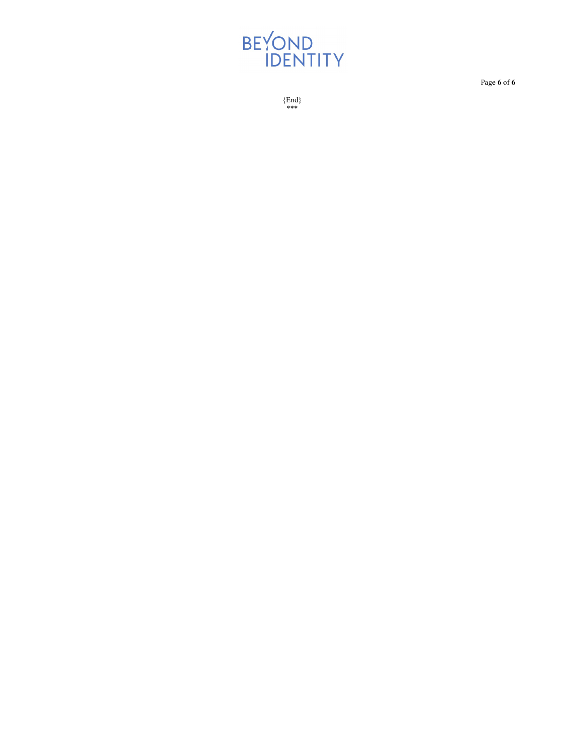{End}
***